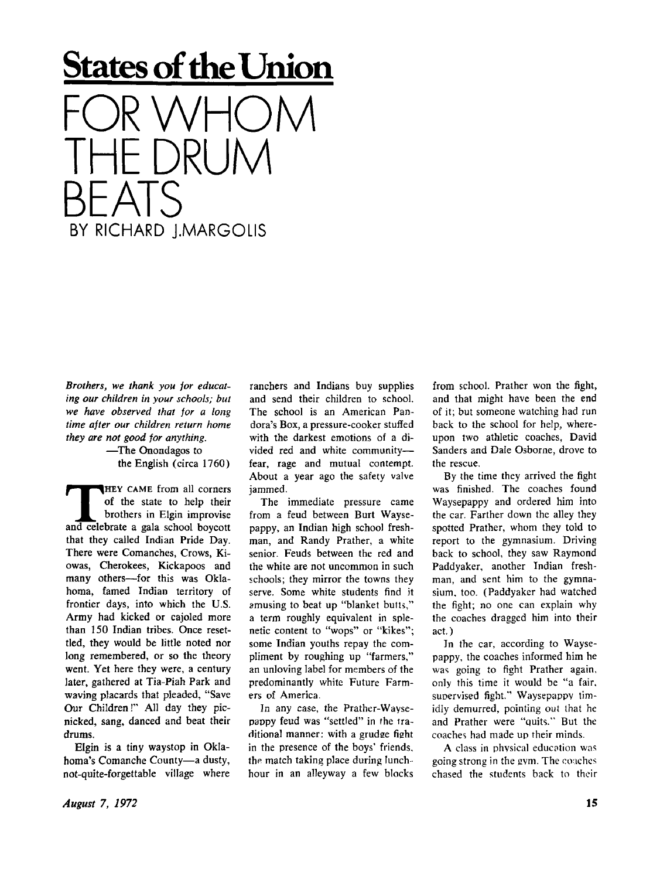# States of the Union

# FOR WHOM THE DRUM BEATS

BY RICHARD J.MARGOLIS

*Brothers, we thank you for educating our children in your schools; but we have observed that for a long time after our children return home they are not good for anything.*

—The Onondagos to the English (circa 1760)

THEY CAME from all corners of the state to help their brothers in Elgin improvise and celebrate a gala school boycott that they called Indian Pride Day. There were Comanches, Crows, Kiowas, Cherokees, Kickapoos and many others—for this was Oklahoma, famed Indian territory of frontier days, into which the U.S. Army had kicked or cajoled more than 150 Indian tribes. Once resettled, they would be little noted nor long remembered, or so the theory went. Yet here they were, a century later, gathered at Tia-Piah Park and waving placards that pleaded, "Save Our Children!" All day they picnicked, sang, danced and beat their drums.

Elgin is a tiny waystop in Oklahoma's Comanche County—a dusty, not-quite-forgettable village where ranchers and Indians buy supplies and send their children to school. The school is an American Pandora's Box, a pressure-cooker stuffed with the darkest emotions of a divided red and white community—fear, rage and mutual contempt. About a year ago the safety valve jammed.

The immediate pressure came from a feud between Burt Waysepappy, an Indian high school freshman, and Randy Prather, a white senior. Feuds between the red and the white are not uncommon in such schools; they mirror the towns they serve. Some white students find it amusing to beat up "blanket butts," a term roughly equivalent in splenetic content to "wops" or "kikes"; some Indian youths repay the compliment by roughing up "farmers," an unloving label for members of the predominantly white Future Farmers of America.

In any case, the Prather-Waysepappy feud was "settled" in the traditional manner: with a grudge fight in the presence of the boys' friends, the match taking place during lunch-hour in an alleyway a few blocks from school. Prather won the fight, and that might have been the end of it; but someone watching had run back to the school for help, whereupon two athletic coaches, David Sanders and Dale Osborne, drove to the rescue.

By the time they arrived the fight was finished. The coaches found Waysepappy and ordered him into the car. Farther down the alley they spotted Prather, whom they told to report to the gymnasium. Driving back to school, they saw Raymond Paddyaker, another Indian freshman, and sent him to the gymnasium, too. (Paddyaker had watched the fight; no one can explain why the coaches dragged him into their act.)

In the car, according to Waysepappy, the coaches informed him he was going to fight Prather again, only this time it would be "a fair, supervised fight." Waysepappy timidly demurred, pointing out that he and Prather were "quits." But the coaches had made up their minds.

A class in physical education was going strong in the gym. The coaches chased the students back to their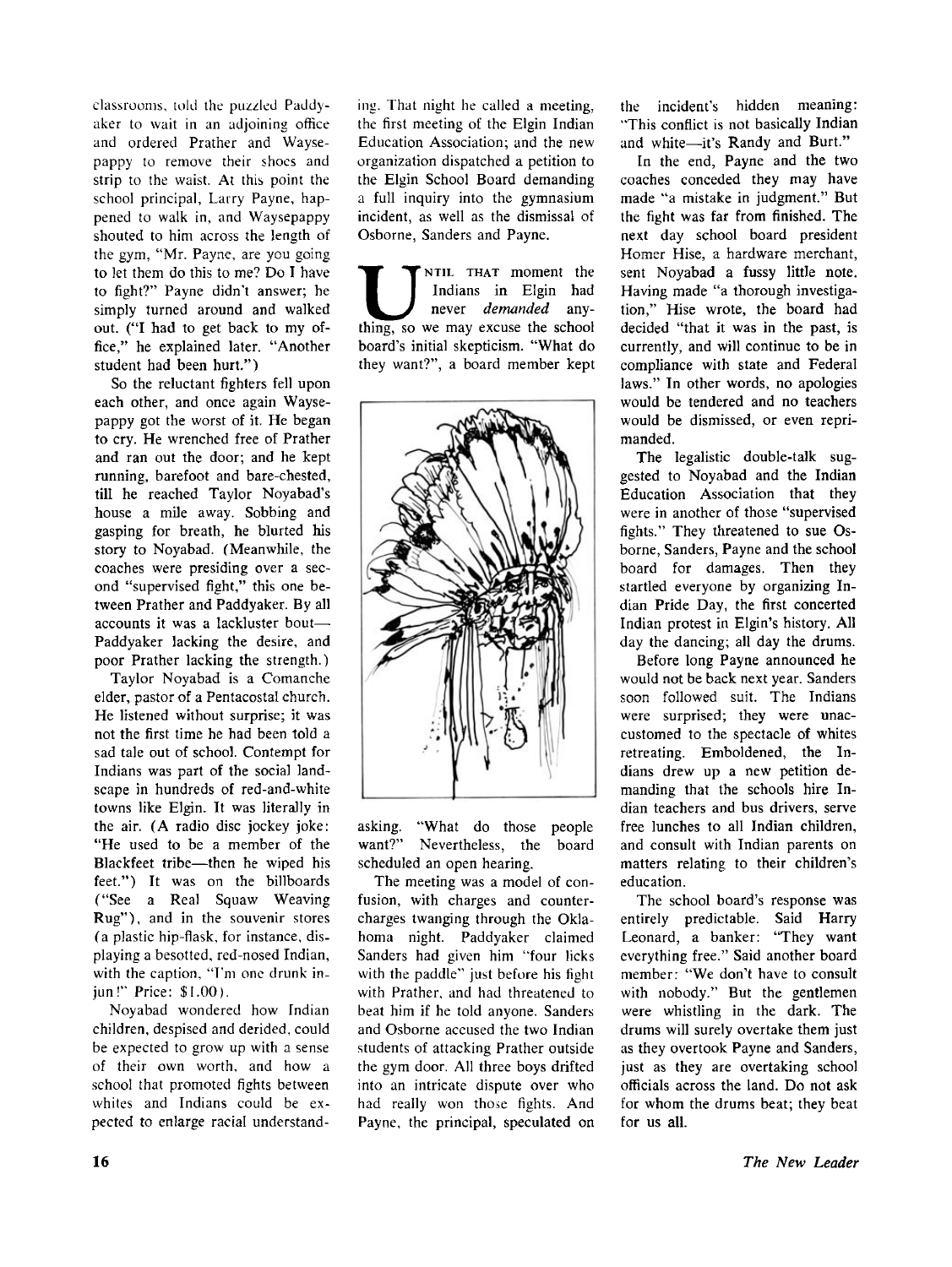classrooms, told the puzzled Paddyaker to wait in an adjoining office and ordered Prather and Waysepappy to remove their shoes and strip to the waist. At this point the school principal, Larry Payne, happened to walk in, and Waysepappy shouted to him across the length of the gym, "Mr. Payne, are you going to let them do this to me? Do I have to fight?" Payne didn't answer; he simply turned around and walked out. ("I had to get back to my office," he explained later. "Another student had been hurt.")

So the reluctant fighters fell upon each other, and once again Waysepappy got the worst of it. He began to cry. He wrenched free of Prather and ran out the door; and he kept running, barefoot and bare-chested, till he reached Taylor Noyabad's house a mile away. Sobbing and gasping for breath, he blurted his story to Noyabad. (Meanwhile, the coaches were presiding over a second "supervised fight," this one between Prather and Paddyaker. By all accounts it was a lackluster bout—Paddyaker lacking the desire, and poor Prather lacking the strength.)

Taylor Noyabad is a Comanche elder, pastor of a Pentacostal church. He listened without surprise; it was not the first time he had been told a sad tale out of school. Contempt for Indians was part of the social landscape in hundreds of red-and-white towns like Elgin. It was literally in the air. (A radio disc jockey joke: "He used to be a member of the Blackfeet tribe—then he wiped his feet.") It was on the billboards ("See a Real Squaw Weaving Rug"), and in the souvenir stores (a plastic hip-flask, for instance, displaying a besotted, red-nosed Indian, with the caption, "I'm one drunk injun!" Price: $1.00).

Noyabad wondered how Indian children, despised and derided, could be expected to grow up with a sense of their own worth, and how a school that promoted fights between whites and Indians could be expected to enlarge racial understanding. That night he called a meeting, the first meeting of the Elgin Indian Education Association; and the new organization dispatched a petition to the Elgin School Board demanding a full inquiry into the gymnasium incident, as well as the dismissal of Osborne, Sanders and Payne.

UNTIL THAT moment the Indians in Elgin had never *demanded* anything, so we may excuse the school board's initial skepticism. "What do they want?", a board member kept asking. "What do those people want?" Nevertheless, the board scheduled an open hearing.

The meeting was a model of confusion, with charges and countercharges twanging through the Oklahoma night. Paddyaker claimed Sanders had given him "four licks with the paddle" just before his fight with Prather, and had threatened to beat him if he told anyone. Sanders and Osborne accused the two Indian students of attacking Prather outside the gym door. All three boys drifted into an intricate dispute over who had really won those fights. And Payne, the principal, speculated on the incident's hidden meaning: "This conflict is not basically Indian and white—it's Randy and Burt."

In the end, Payne and the two coaches conceded they may have made "a mistake in judgment." But the fight was far from finished. The next day school board president Homer Hise, a hardware merchant, sent Noyabad a fussy little note. Having made "a thorough investigation," Hise wrote, the board had decided "that it was in the past, is currently, and will continue to be in compliance with state and Federal laws." In other words, no apologies would be tendered and no teachers would be dismissed, or even reprimanded.

The legalistic double-talk suggested to Noyabad and the Indian Education Association that they were in another of those "supervised fights." They threatened to sue Osborne, Sanders, Payne and the school board for damages. Then they startled everyone by organizing Indian Pride Day, the first concerted Indian protest in Elgin's history. All day the dancing; all day the drums.

Before long Payne announced he would not be back next year. Sanders soon followed suit. The Indians were surprised; they were unaccustomed to the spectacle of whites retreating. Emboldened, the Indians drew up a new petition demanding that the schools hire Indian teachers and bus drivers, serve free lunches to all Indian children, and consult with Indian parents on matters relating to their children's education.

The school board's response was entirely predictable. Said Harry Leonard, a banker: "They want everything free." Said another board member: "We don't have to consult with nobody." But the gentlemen were whistling in the dark. The drums will surely overtake them just as they overtook Payne and Sanders, just as they are overtaking school officials across the land. Do not ask for whom the drums beat; they beat for us all.